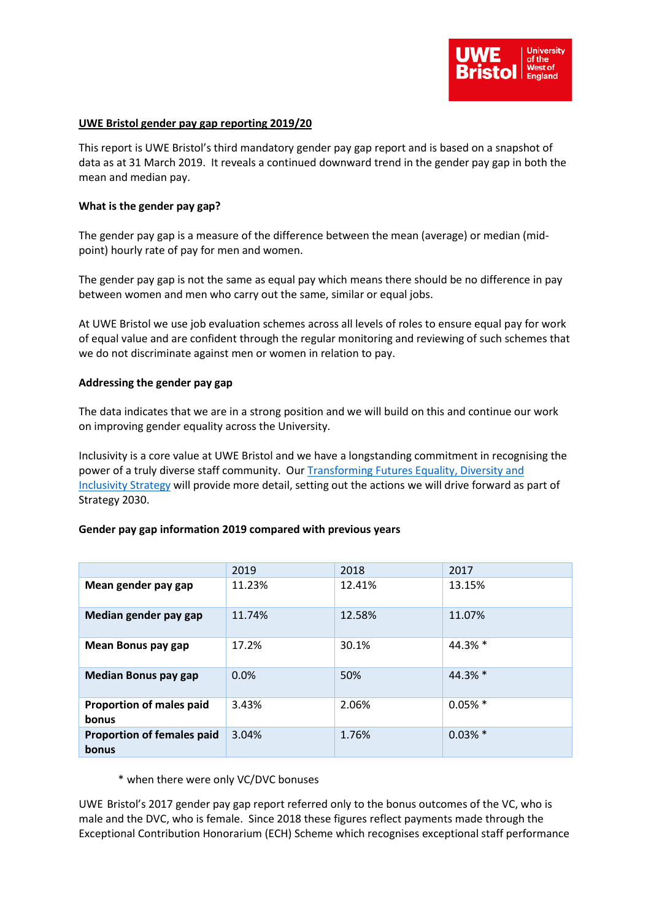# UWE Bristol gender pay gap reporting 2019/20

This report is UWE Bristol's third mandatory gender pay gap report and is based on a snapshot of data as at 31 March 2019. It reveals a continued downward trend in the gender pay gap in both the mean and median pay.

## What is the gender pay gap?

The gender pay gap is a measure of the difference between the mean (average) or median (mid-point) hourly rate of pay for men and women.

The gender pay gap is not the same as equal pay which means there should be no difference in pay between women and men who carry out the same, similar or equal jobs.

At UWE Bristol we use job evaluation schemes across all levels of roles to ensure equal pay for work of equal value and are confident through the regular monitoring and reviewing of such schemes that we do not discriminate against men or women in relation to pay.

## Addressing the gender pay gap

The data indicates that we are in a strong position and we will build on this and continue our work on improving gender equality across the University.

Inclusivity is a core value at UWE Bristol and we have a longstanding commitment in recognising the power of a truly diverse staff community. Our Transforming Futures Equality, Diversity and Inclusivity Strategy will provide more detail, setting out the actions we will drive forward as part of Strategy 2030.

## Gender pay gap information 2019 compared with previous years

| | 2019 | 2018 | 2017 |
|---|---|---|---|
| **Mean gender pay gap** | 11.23% | 12.41% | 13.15% |
| **Median gender pay gap** | 11.74% | 12.58% | 11.07% |
| **Mean Bonus pay gap** | 17.2% | 30.1% | 44.3% * |
| **Median Bonus pay gap** | 0.0% | 50% | 44.3% * |
| **Proportion of males paid bonus** | 3.43% | 2.06% | 0.05% * |
| **Proportion of females paid bonus** | 3.04% | 1.76% | 0.03% * |

\* when there were only VC/DVC bonuses

UWE Bristol's 2017 gender pay gap report referred only to the bonus outcomes of the VC, who is male and the DVC, who is female. Since 2018 these figures reflect payments made through the Exceptional Contribution Honorarium (ECH) Scheme which recognises exceptional staff performance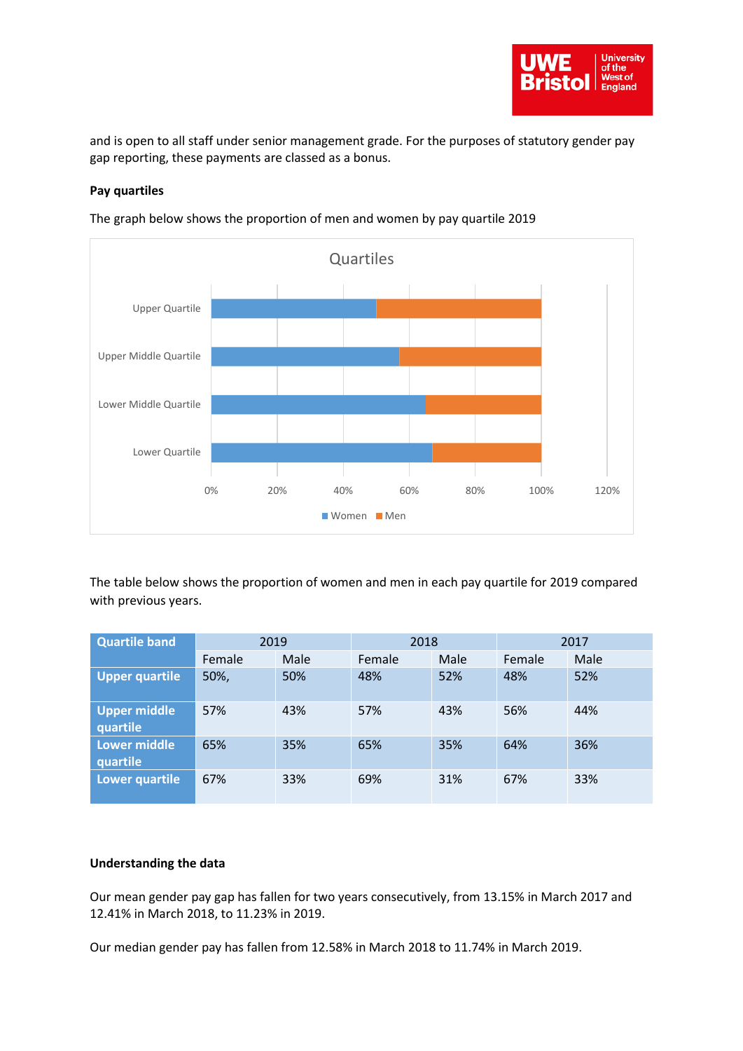and is open to all staff under senior management grade. For the purposes of statutory gender pay gap reporting, these payments are classed as a bonus.

**Pay quartiles**

The graph below shows the proportion of men and women by pay quartile 2019

The table below shows the proportion of women and men in each pay quartile for 2019 compared with previous years.

| Quartile band | 2019 | | 2018 | | 2017 | |
|---|---|---|---|---|---|---|
| | Female | Male | Female | Male | Female | Male |
| **Upper quartile** | 50%, | 50% | 48% | 52% | 48% | 52% |
| **Upper middle quartile** | 57% | 43% | 57% | 43% | 56% | 44% |
| **Lower middle quartile** | 65% | 35% | 65% | 35% | 64% | 36% |
| **Lower quartile** | 67% | 33% | 69% | 31% | 67% | 33% |

**Understanding the data**

Our mean gender pay gap has fallen for two years consecutively, from 13.15% in March 2017 and 12.41% in March 2018, to 11.23% in 2019.

Our median gender pay has fallen from 12.58% in March 2018 to 11.74% in March 2019.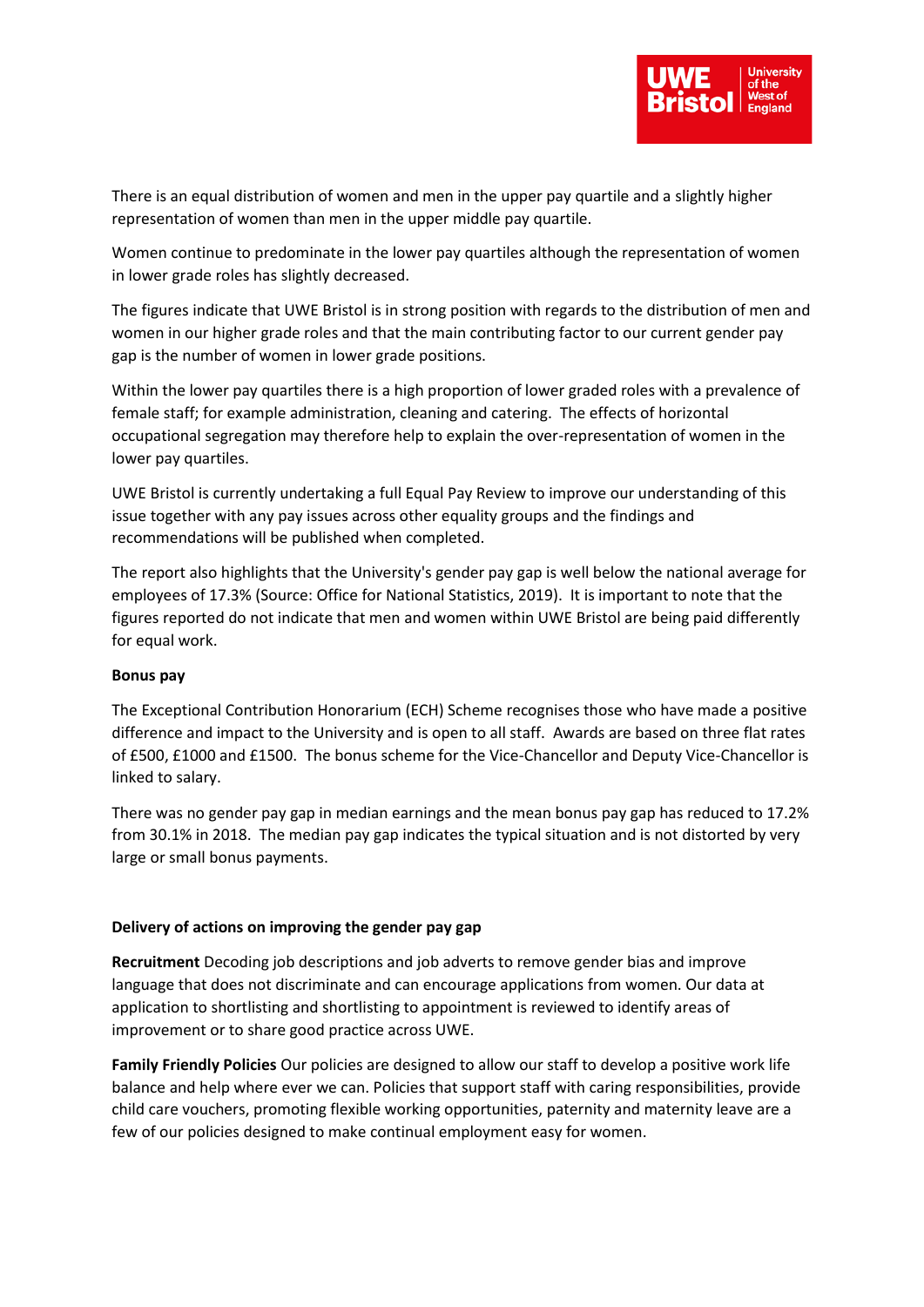There is an equal distribution of women and men in the upper pay quartile and a slightly higher representation of women than men in the upper middle pay quartile.

Women continue to predominate in the lower pay quartiles although the representation of women in lower grade roles has slightly decreased.

The figures indicate that UWE Bristol is in strong position with regards to the distribution of men and women in our higher grade roles and that the main contributing factor to our current gender pay gap is the number of women in lower grade positions.

Within the lower pay quartiles there is a high proportion of lower graded roles with a prevalence of female staff; for example administration, cleaning and catering. The effects of horizontal occupational segregation may therefore help to explain the over-representation of women in the lower pay quartiles.

UWE Bristol is currently undertaking a full Equal Pay Review to improve our understanding of this issue together with any pay issues across other equality groups and the findings and recommendations will be published when completed.

The report also highlights that the University's gender pay gap is well below the national average for employees of 17.3% (Source: Office for National Statistics, 2019). It is important to note that the figures reported do not indicate that men and women within UWE Bristol are being paid differently for equal work.

**Bonus pay**

The Exceptional Contribution Honorarium (ECH) Scheme recognises those who have made a positive difference and impact to the University and is open to all staff. Awards are based on three flat rates of £500, £1000 and £1500. The bonus scheme for the Vice-Chancellor and Deputy Vice-Chancellor is linked to salary.

There was no gender pay gap in median earnings and the mean bonus pay gap has reduced to 17.2% from 30.1% in 2018. The median pay gap indicates the typical situation and is not distorted by very large or small bonus payments.

**Delivery of actions on improving the gender pay gap**

**Recruitment** Decoding job descriptions and job adverts to remove gender bias and improve language that does not discriminate and can encourage applications from women. Our data at application to shortlisting and shortlisting to appointment is reviewed to identify areas of improvement or to share good practice across UWE.

**Family Friendly Policies** Our policies are designed to allow our staff to develop a positive work life balance and help where ever we can. Policies that support staff with caring responsibilities, provide child care vouchers, promoting flexible working opportunities, paternity and maternity leave are a few of our policies designed to make continual employment easy for women.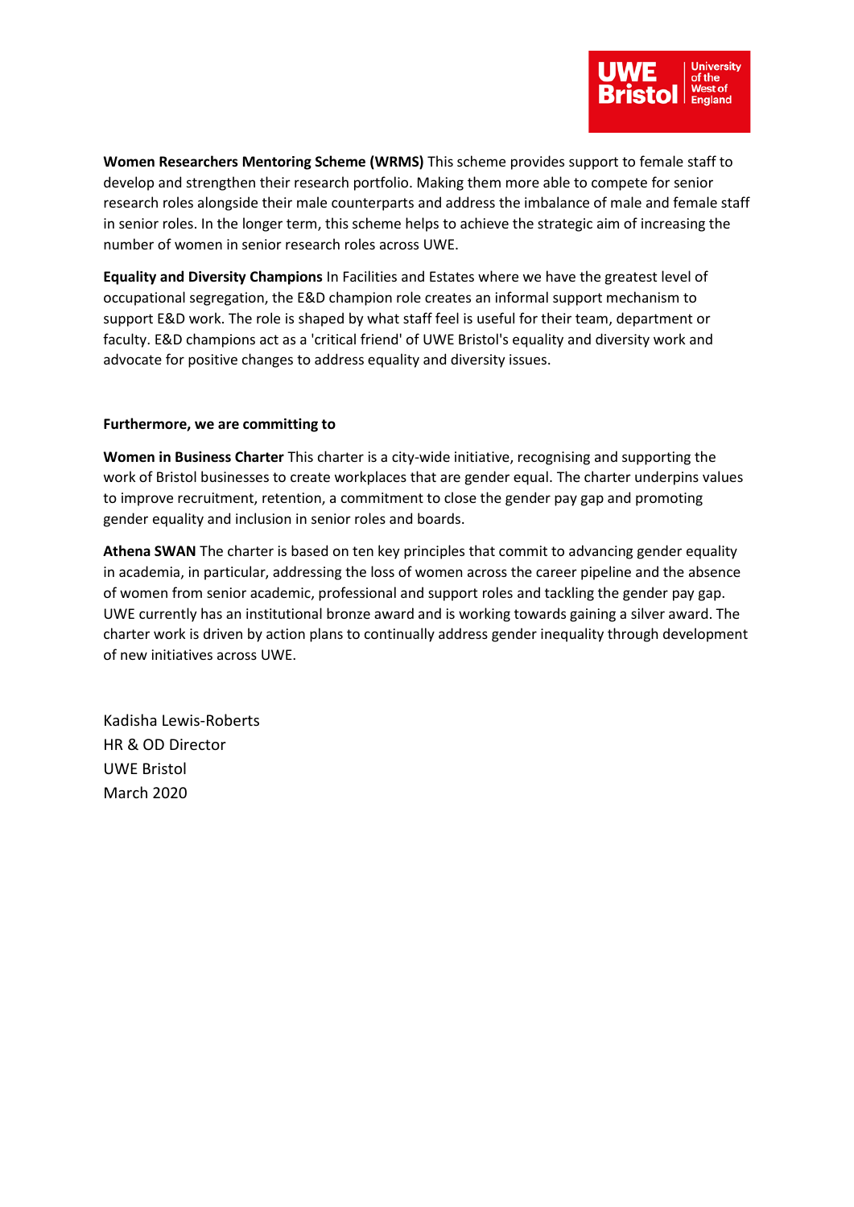**Women Researchers Mentoring Scheme (WRMS)** This scheme provides support to female staff to develop and strengthen their research portfolio. Making them more able to compete for senior research roles alongside their male counterparts and address the imbalance of male and female staff in senior roles. In the longer term, this scheme helps to achieve the strategic aim of increasing the number of women in senior research roles across UWE.

**Equality and Diversity Champions** In Facilities and Estates where we have the greatest level of occupational segregation, the E&D champion role creates an informal support mechanism to support E&D work. The role is shaped by what staff feel is useful for their team, department or faculty. E&D champions act as a 'critical friend' of UWE Bristol's equality and diversity work and advocate for positive changes to address equality and diversity issues.

**Furthermore, we are committing to**

**Women in Business Charter** This charter is a city-wide initiative, recognising and supporting the work of Bristol businesses to create workplaces that are gender equal. The charter underpins values to improve recruitment, retention, a commitment to close the gender pay gap and promoting gender equality and inclusion in senior roles and boards.

**Athena SWAN** The charter is based on ten key principles that commit to advancing gender equality in academia, in particular, addressing the loss of women across the career pipeline and the absence of women from senior academic, professional and support roles and tackling the gender pay gap. UWE currently has an institutional bronze award and is working towards gaining a silver award. The charter work is driven by action plans to continually address gender inequality through development of new initiatives across UWE.

Kadisha Lewis-Roberts
HR & OD Director
UWE Bristol
March 2020